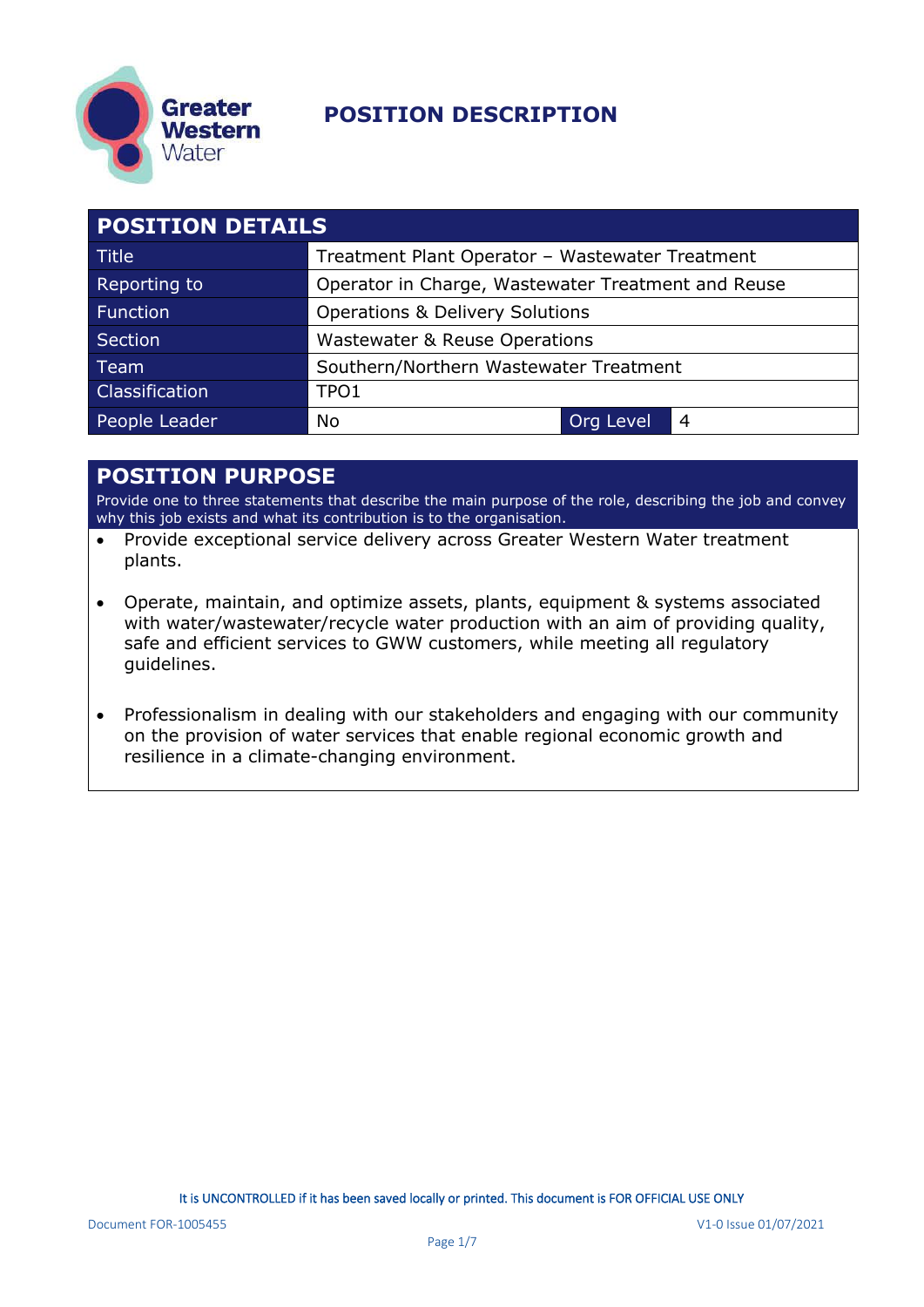Greater Western Water

# POSITION DESCRIPTION

## POSITION DETAILS

| | | | |
|---|---|---|---|
| Title | Treatment Plant Operator – Wastewater Treatment | | |
| Reporting to | Operator in Charge, Wastewater Treatment and Reuse | | |
| Function | Operations & Delivery Solutions | | |
| Section | Wastewater & Reuse Operations | | |
| Team | Southern/Northern Wastewater Treatment | | |
| Classification | TPO1 | | |
| People Leader | No | Org Level | 4 |

## POSITION PURPOSE

Provide one to three statements that describe the main purpose of the role, describing the job and convey why this job exists and what its contribution is to the organisation.

- Provide exceptional service delivery across Greater Western Water treatment plants.
- Operate, maintain, and optimize assets, plants, equipment & systems associated with water/wastewater/recycle water production with an aim of providing quality, safe and efficient services to GWW customers, while meeting all regulatory guidelines.
- Professionalism in dealing with our stakeholders and engaging with our community on the provision of water services that enable regional economic growth and resilience in a climate-changing environment.

It is UNCONTROLLED if it has been saved locally or printed. This document is FOR OFFICIAL USE ONLY

Document FOR-1005455 V1-0 Issue 01/07/2021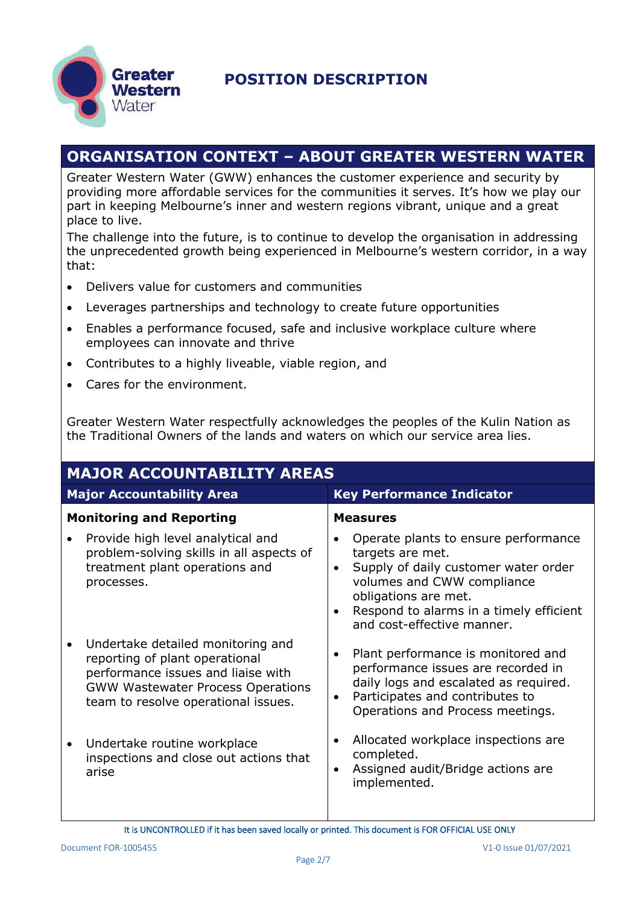# POSITION DESCRIPTION

## ORGANISATION CONTEXT – ABOUT GREATER WESTERN WATER

Greater Western Water (GWW) enhances the customer experience and security by providing more affordable services for the communities it serves. It's how we play our part in keeping Melbourne's inner and western regions vibrant, unique and a great place to live.

The challenge into the future, is to continue to develop the organisation in addressing the unprecedented growth being experienced in Melbourne's western corridor, in a way that:

- Delivers value for customers and communities
- Leverages partnerships and technology to create future opportunities
- Enables a performance focused, safe and inclusive workplace culture where employees can innovate and thrive
- Contributes to a highly liveable, viable region, and
- Cares for the environment.

Greater Western Water respectfully acknowledges the peoples of the Kulin Nation as the Traditional Owners of the lands and waters on which our service area lies.

## MAJOR ACCOUNTABILITY AREAS

| Major Accountability Area | Key Performance Indicator |
|---|---|
| **Monitoring and Reporting** | **Measures** |
| • Provide high level analytical and problem-solving skills in all aspects of treatment plant operations and processes. | • Operate plants to ensure performance targets are met.<br>• Supply of daily customer water order volumes and CWW compliance obligations are met.<br>• Respond to alarms in a timely efficient and cost-effective manner. |
| • Undertake detailed monitoring and reporting of plant operational performance issues and liaise with GWW Wastewater Process Operations team to resolve operational issues. | • Plant performance is monitored and performance issues are recorded in daily logs and escalated as required.<br>• Participates and contributes to Operations and Process meetings. |
| • Undertake routine workplace inspections and close out actions that arise | • Allocated workplace inspections are completed.<br>• Assigned audit/Bridge actions are implemented. |

It is UNCONTROLLED if it has been saved locally or printed. This document is FOR OFFICIAL USE ONLY

Document FOR-1005455 V1-0 Issue 01/07/2021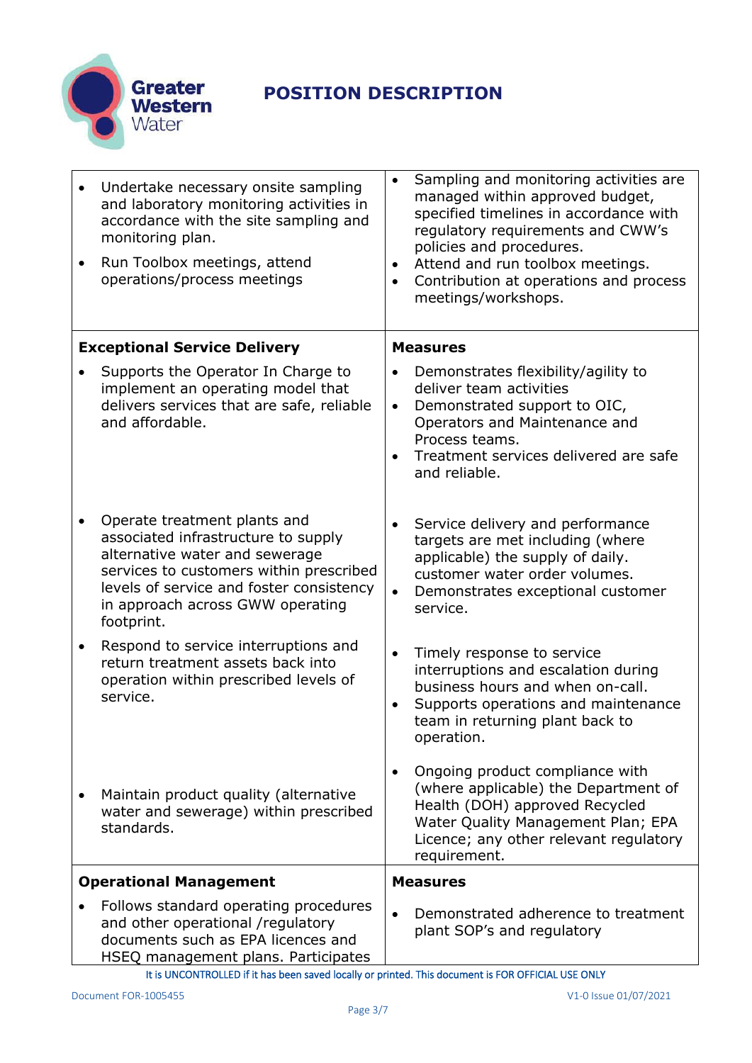# POSITION DESCRIPTION

| | |
|---|---|
| • Undertake necessary onsite sampling and laboratory monitoring activities in accordance with the site sampling and monitoring plan.<br>• Run Toolbox meetings, attend operations/process meetings | • Sampling and monitoring activities are managed within approved budget, specified timelines in accordance with regulatory requirements and CWW's policies and procedures.<br>• Attend and run toolbox meetings.<br>• Contribution at operations and process meetings/workshops. |
| **Exceptional Service Delivery** | **Measures** |
| • Supports the Operator In Charge to implement an operating model that delivers services that are safe, reliable and affordable. | • Demonstrates flexibility/agility to deliver team activities<br>• Demonstrated support to OIC, Operators and Maintenance and Process teams.<br>• Treatment services delivered are safe and reliable. |
| • Operate treatment plants and associated infrastructure to supply alternative water and sewerage services to customers within prescribed levels of service and foster consistency in approach across GWW operating footprint. | • Service delivery and performance targets are met including (where applicable) the supply of daily. customer water order volumes.<br>• Demonstrates exceptional customer service. |
| • Respond to service interruptions and return treatment assets back into operation within prescribed levels of service. | • Timely response to service interruptions and escalation during business hours and when on-call.<br>• Supports operations and maintenance team in returning plant back to operation. |
| • Maintain product quality (alternative water and sewerage) within prescribed standards. | • Ongoing product compliance with (where applicable) the Department of Health (DOH) approved Recycled Water Quality Management Plan; EPA Licence; any other relevant regulatory requirement. |
| **Operational Management** | **Measures** |
| • Follows standard operating procedures and other operational /regulatory documents such as EPA licences and HSEQ management plans. Participates | • Demonstrated adherence to treatment plant SOP's and regulatory |

It is UNCONTROLLED if it has been saved locally or printed. This document is FOR OFFICIAL USE ONLY

Document FOR-1005455 V1-0 Issue 01/07/2021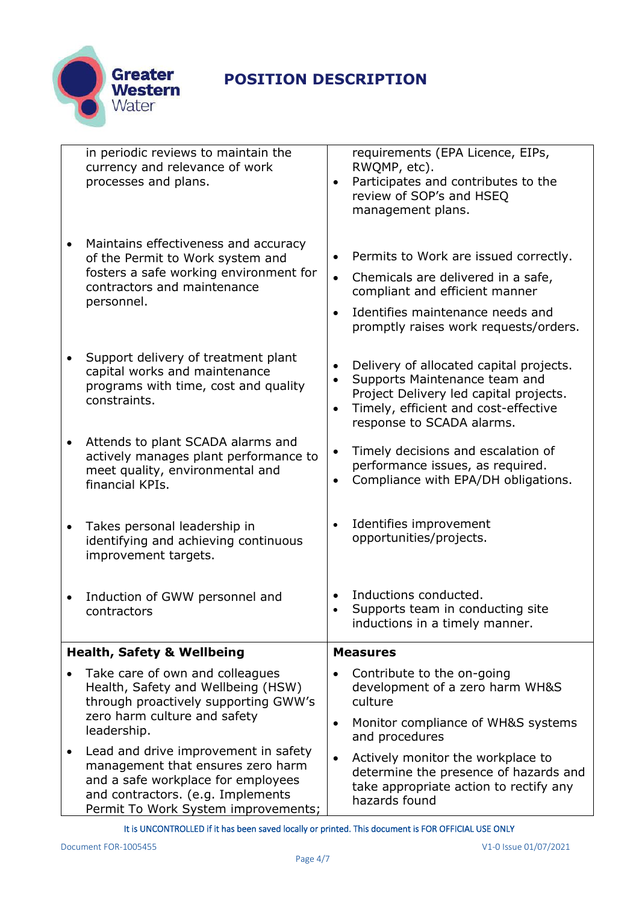# POSITION DESCRIPTION

| | |
|---|---|
| in periodic reviews to maintain the currency and relevance of work processes and plans. | requirements (EPA Licence, EIPs, RWQMP, etc).<br>• Participates and contributes to the review of SOP's and HSEQ management plans. |
| • Maintains effectiveness and accuracy of the Permit to Work system and fosters a safe working environment for contractors and maintenance personnel. | • Permits to Work are issued correctly.<br>• Chemicals are delivered in a safe, compliant and efficient manner<br>• Identifies maintenance needs and promptly raises work requests/orders. |
| • Support delivery of treatment plant capital works and maintenance programs with time, cost and quality constraints. | • Delivery of allocated capital projects.<br>• Supports Maintenance team and Project Delivery led capital projects.<br>• Timely, efficient and cost-effective response to SCADA alarms. |
| • Attends to plant SCADA alarms and actively manages plant performance to meet quality, environmental and financial KPIs. | • Timely decisions and escalation of performance issues, as required.<br>• Compliance with EPA/DH obligations. |
| • Takes personal leadership in identifying and achieving continuous improvement targets. | • Identifies improvement opportunities/projects. |
| • Induction of GWW personnel and contractors | • Inductions conducted.<br>• Supports team in conducting site inductions in a timely manner. |
| **Health, Safety & Wellbeing** | **Measures** |
| • Take care of own and colleagues Health, Safety and Wellbeing (HSW) through proactively supporting GWW's zero harm culture and safety leadership.<br>• Lead and drive improvement in safety management that ensures zero harm and a safe workplace for employees and contractors. (e.g. Implements Permit To Work System improvements; | • Contribute to the on-going development of a zero harm WH&S culture<br>• Monitor compliance of WH&S systems and procedures<br>• Actively monitor the workplace to determine the presence of hazards and take appropriate action to rectify any hazards found |

It is UNCONTROLLED if it has been saved locally or printed. This document is FOR OFFICIAL USE ONLY

Document FOR-1005455 V1-0 Issue 01/07/2021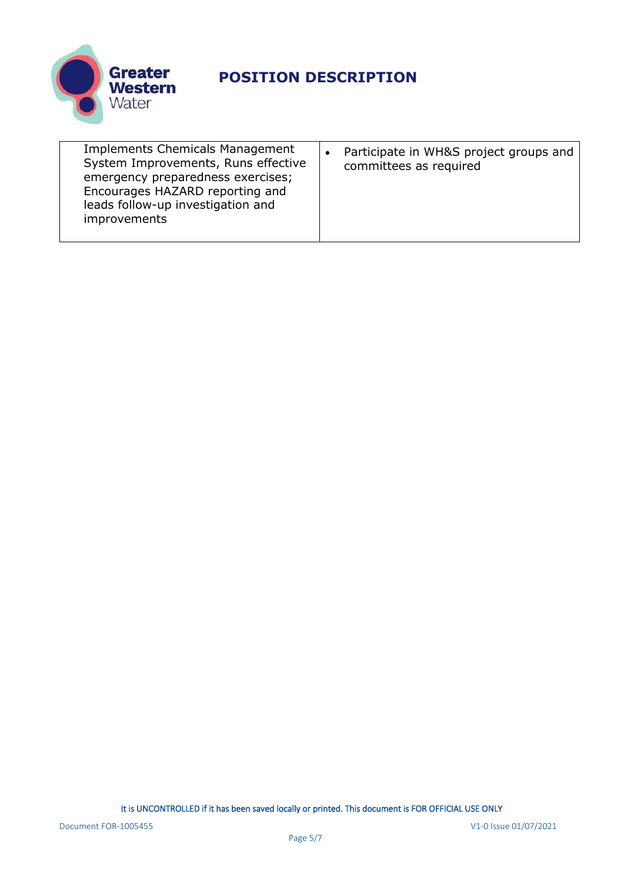| | |
|---|---|
| Implements Chemicals Management System Improvements, Runs effective emergency preparedness exercises; Encourages HAZARD reporting and leads follow-up investigation and improvements | • Participate in WH&S project groups and committees as required |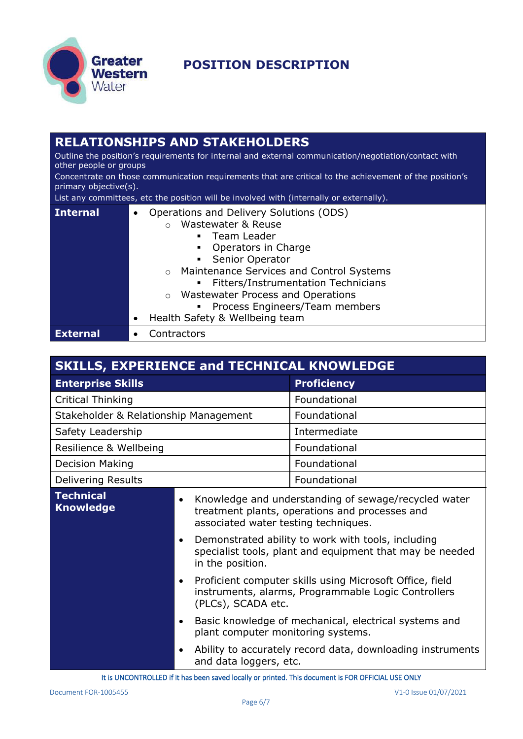# POSITION DESCRIPTION

## RELATIONSHIPS AND STAKEHOLDERS

Outline the position's requirements for internal and external communication/negotiation/contact with other people or groups

Concentrate on those communication requirements that are critical to the achievement of the position's primary objective(s).

List any committees, etc the position will be involved with (internally or externally).

**Internal**

- Operations and Delivery Solutions (ODS)
  - Wastewater & Reuse
    - Team Leader
    - Operators in Charge
    - Senior Operator
  - Maintenance Services and Control Systems
    - Fitters/Instrumentation Technicians
  - Wastewater Process and Operations
    - Process Engineers/Team members
- Health Safety & Wellbeing team

**External**

- Contractors

## SKILLS, EXPERIENCE and TECHNICAL KNOWLEDGE

| Enterprise Skills | Proficiency |
|---|---|
| Critical Thinking | Foundational |
| Stakeholder & Relationship Management | Foundational |
| Safety Leadership | Intermediate |
| Resilience & Wellbeing | Foundational |
| Decision Making | Foundational |
| Delivering Results | Foundational |

**Technical Knowledge**

- Knowledge and understanding of sewage/recycled water treatment plants, operations and processes and associated water testing techniques.
- Demonstrated ability to work with tools, including specialist tools, plant and equipment that may be needed in the position.
- Proficient computer skills using Microsoft Office, field instruments, alarms, Programmable Logic Controllers (PLCs), SCADA etc.
- Basic knowledge of mechanical, electrical systems and plant computer monitoring systems.
- Ability to accurately record data, downloading instruments and data loggers, etc.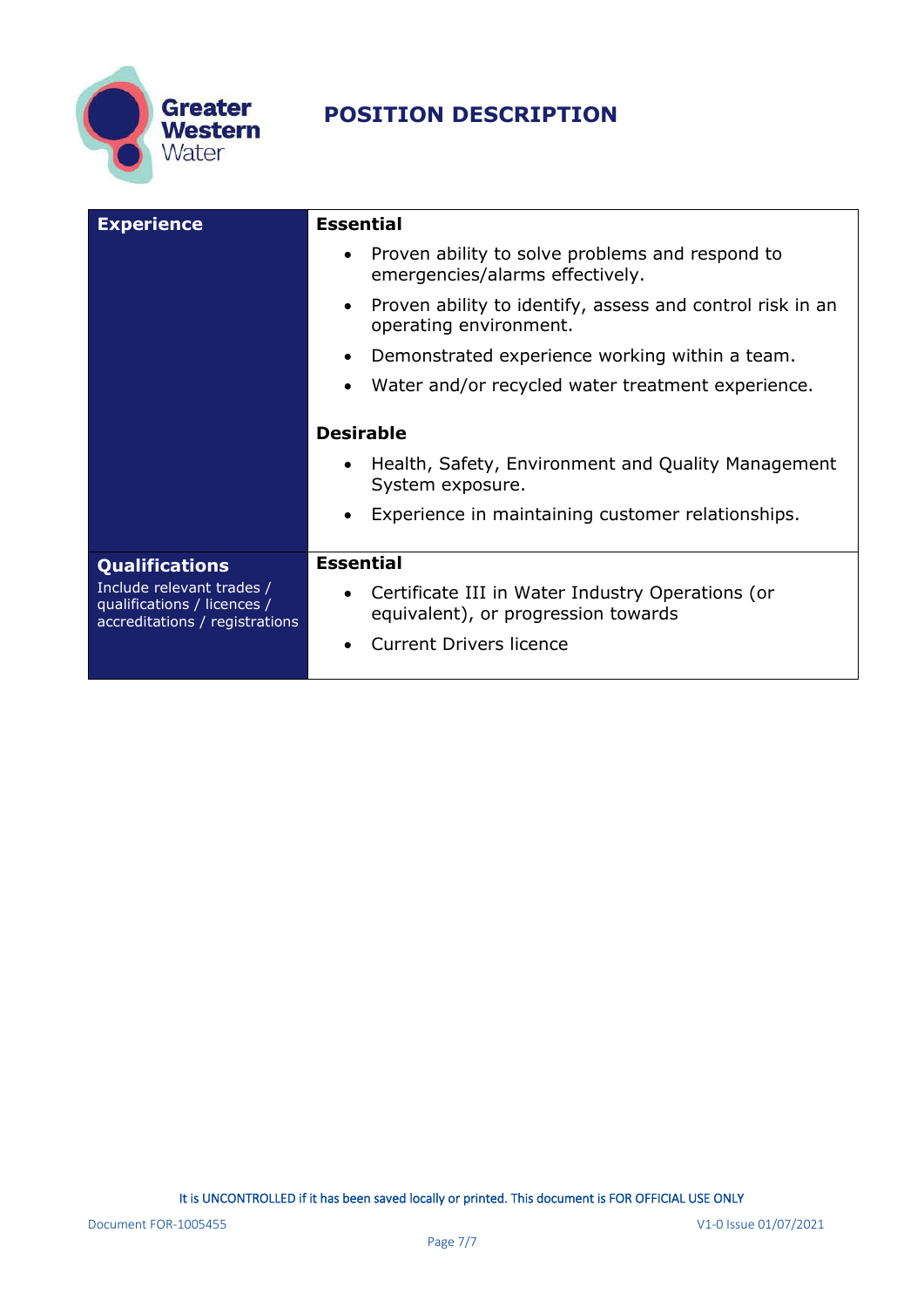| | |
|---|---|
| **Experience** | **Essential**<br>• Proven ability to solve problems and respond to emergencies/alarms effectively.<br>• Proven ability to identify, assess and control risk in an operating environment.<br>• Demonstrated experience working within a team.<br>• Water and/or recycled water treatment experience.<br><br>**Desirable**<br>• Health, Safety, Environment and Quality Management System exposure.<br>• Experience in maintaining customer relationships. |
| **Qualifications**<br>Include relevant trades / qualifications / licences / accreditations / registrations | **Essential**<br>• Certificate III in Water Industry Operations (or equivalent), or progression towards<br>• Current Drivers licence |

It is UNCONTROLLED if it has been saved locally or printed. This document is FOR OFFICIAL USE ONLY

Document FOR-1005455 V1-0 Issue 01/07/2021